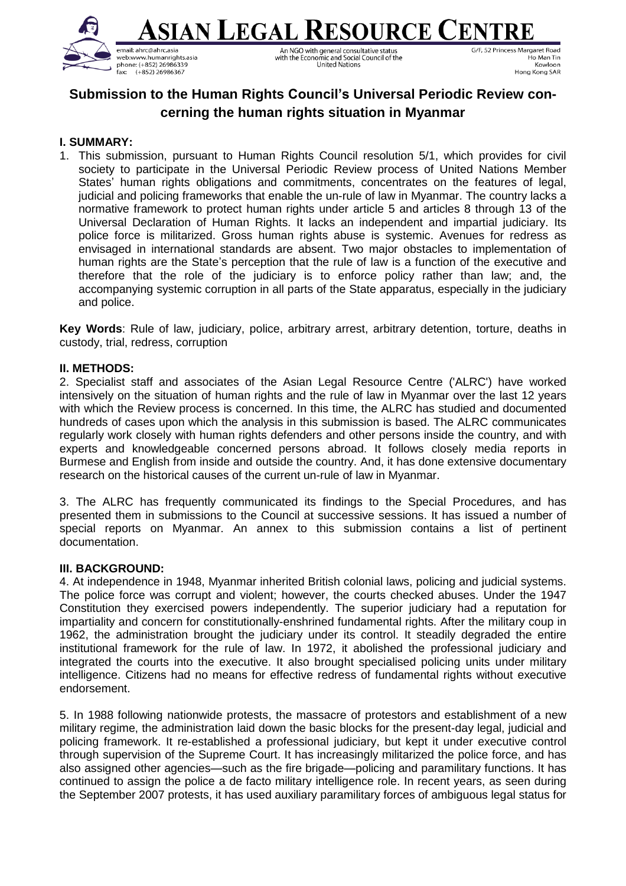# ASIAN LEGAL RESOURCE CENTRE

email: ahrc@ahrc.asia
web:www.humanrights.asia
phone: (+852) 26986339
fax: (+852) 26986367

An NGO with general consultative status with the Economic and Social Council of the United Nations

G/F, 52 Princess Margaret Road
Ho Man Tin
Kowloon
Hong Kong SAR

## Submission to the Human Rights Council's Universal Periodic Review concerning the human rights situation in Myanmar

### I. SUMMARY:

1. This submission, pursuant to Human Rights Council resolution 5/1, which provides for civil society to participate in the Universal Periodic Review process of United Nations Member States' human rights obligations and commitments, concentrates on the features of legal, judicial and policing frameworks that enable the un-rule of law in Myanmar. The country lacks a normative framework to protect human rights under article 5 and articles 8 through 13 of the Universal Declaration of Human Rights. It lacks an independent and impartial judiciary. Its police force is militarized. Gross human rights abuse is systemic. Avenues for redress as envisaged in international standards are absent. Two major obstacles to implementation of human rights are the State's perception that the rule of law is a function of the executive and therefore that the role of the judiciary is to enforce policy rather than law; and, the accompanying systemic corruption in all parts of the State apparatus, especially in the judiciary and police.

**Key Words**: Rule of law, judiciary, police, arbitrary arrest, arbitrary detention, torture, deaths in custody, trial, redress, corruption

### II. METHODS:

2. Specialist staff and associates of the Asian Legal Resource Centre ('ALRC') have worked intensively on the situation of human rights and the rule of law in Myanmar over the last 12 years with which the Review process is concerned. In this time, the ALRC has studied and documented hundreds of cases upon which the analysis in this submission is based. The ALRC communicates regularly work closely with human rights defenders and other persons inside the country, and with experts and knowledgeable concerned persons abroad. It follows closely media reports in Burmese and English from inside and outside the country. And, it has done extensive documentary research on the historical causes of the current un-rule of law in Myanmar.

3. The ALRC has frequently communicated its findings to the Special Procedures, and has presented them in submissions to the Council at successive sessions. It has issued a number of special reports on Myanmar. An annex to this submission contains a list of pertinent documentation.

### III. BACKGROUND:

4. At independence in 1948, Myanmar inherited British colonial laws, policing and judicial systems. The police force was corrupt and violent; however, the courts checked abuses. Under the 1947 Constitution they exercised powers independently. The superior judiciary had a reputation for impartiality and concern for constitutionally-enshrined fundamental rights. After the military coup in 1962, the administration brought the judiciary under its control. It steadily degraded the entire institutional framework for the rule of law. In 1972, it abolished the professional judiciary and integrated the courts into the executive. It also brought specialised policing units under military intelligence. Citizens had no means for effective redress of fundamental rights without executive endorsement.

5. In 1988 following nationwide protests, the massacre of protestors and establishment of a new military regime, the administration laid down the basic blocks for the present-day legal, judicial and policing framework. It re-established a professional judiciary, but kept it under executive control through supervision of the Supreme Court. It has increasingly militarized the police force, and has also assigned other agencies—such as the fire brigade—policing and paramilitary functions. It has continued to assign the police a de facto military intelligence role. In recent years, as seen during the September 2007 protests, it has used auxiliary paramilitary forces of ambiguous legal status for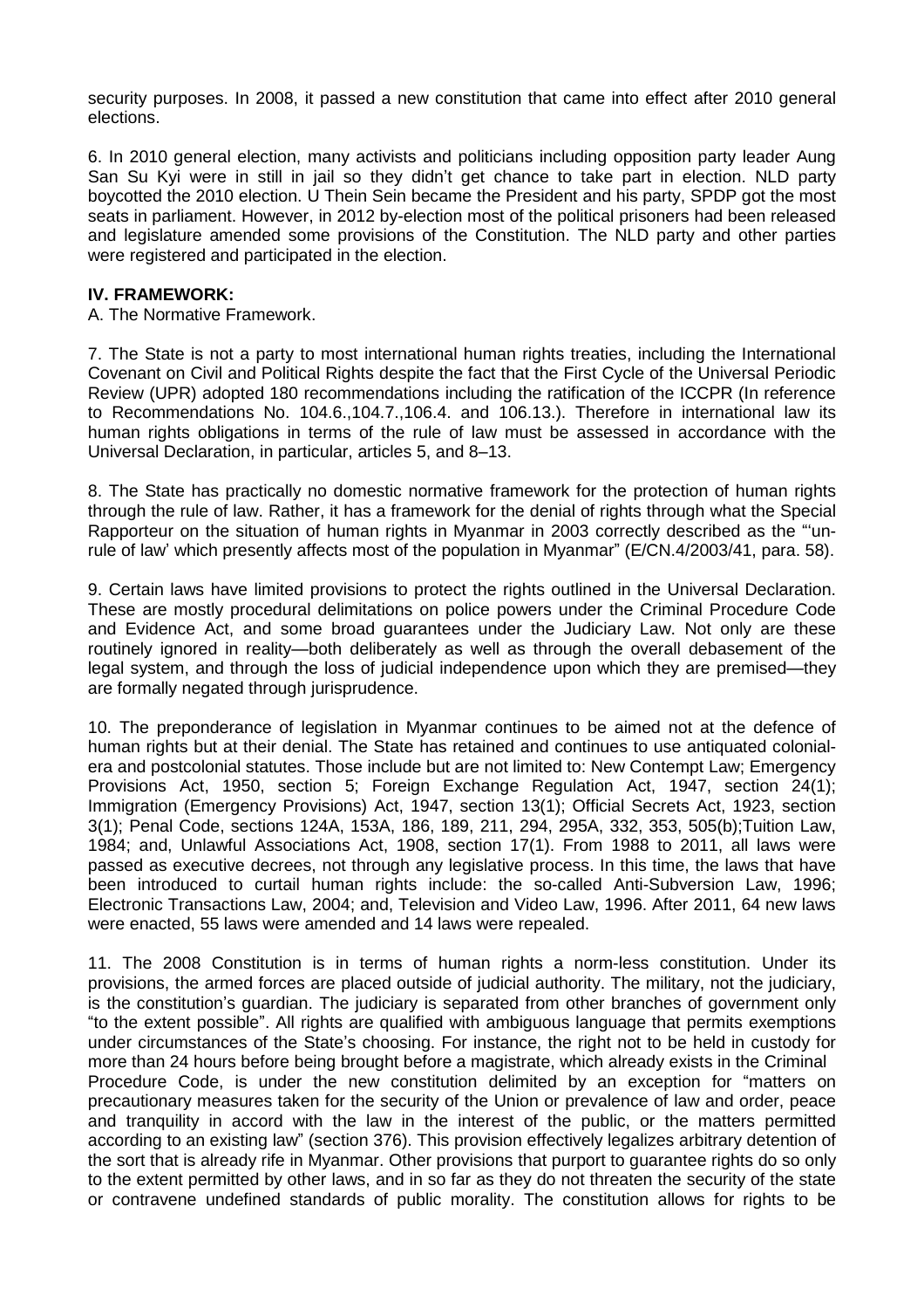security purposes. In 2008, it passed a new constitution that came into effect after 2010 general elections.

6. In 2010 general election, many activists and politicians including opposition party leader Aung San Su Kyi were in still in jail so they didn't get chance to take part in election. NLD party boycotted the 2010 election. U Thein Sein became the President and his party, SPDP got the most seats in parliament. However, in 2012 by-election most of the political prisoners had been released and legislature amended some provisions of the Constitution. The NLD party and other parties were registered and participated in the election.

## IV. FRAMEWORK:

A. The Normative Framework.

7. The State is not a party to most international human rights treaties, including the International Covenant on Civil and Political Rights despite the fact that the First Cycle of the Universal Periodic Review (UPR) adopted 180 recommendations including the ratification of the ICCPR (In reference to Recommendations No. 104.6.,104.7.,106.4. and 106.13.). Therefore in international law its human rights obligations in terms of the rule of law must be assessed in accordance with the Universal Declaration, in particular, articles 5, and 8–13.

8. The State has practically no domestic normative framework for the protection of human rights through the rule of law. Rather, it has a framework for the denial of rights through what the Special Rapporteur on the situation of human rights in Myanmar in 2003 correctly described as the "'un-rule of law' which presently affects most of the population in Myanmar" (E/CN.4/2003/41, para. 58).

9. Certain laws have limited provisions to protect the rights outlined in the Universal Declaration. These are mostly procedural delimitations on police powers under the Criminal Procedure Code and Evidence Act, and some broad guarantees under the Judiciary Law. Not only are these routinely ignored in reality—both deliberately as well as through the overall debasement of the legal system, and through the loss of judicial independence upon which they are premised—they are formally negated through jurisprudence.

10. The preponderance of legislation in Myanmar continues to be aimed not at the defence of human rights but at their denial. The State has retained and continues to use antiquated colonial-era and postcolonial statutes. Those include but are not limited to: New Contempt Law; Emergency Provisions Act, 1950, section 5; Foreign Exchange Regulation Act, 1947, section 24(1); Immigration (Emergency Provisions) Act, 1947, section 13(1); Official Secrets Act, 1923, section 3(1); Penal Code, sections 124A, 153A, 186, 189, 211, 294, 295A, 332, 353, 505(b);Tuition Law, 1984; and, Unlawful Associations Act, 1908, section 17(1). From 1988 to 2011, all laws were passed as executive decrees, not through any legislative process. In this time, the laws that have been introduced to curtail human rights include: the so-called Anti-Subversion Law, 1996; Electronic Transactions Law, 2004; and, Television and Video Law, 1996. After 2011, 64 new laws were enacted, 55 laws were amended and 14 laws were repealed.

11. The 2008 Constitution is in terms of human rights a norm-less constitution. Under its provisions, the armed forces are placed outside of judicial authority. The military, not the judiciary, is the constitution's guardian. The judiciary is separated from other branches of government only "to the extent possible". All rights are qualified with ambiguous language that permits exemptions under circumstances of the State's choosing. For instance, the right not to be held in custody for more than 24 hours before being brought before a magistrate, which already exists in the Criminal Procedure Code, is under the new constitution delimited by an exception for "matters on precautionary measures taken for the security of the Union or prevalence of law and order, peace and tranquility in accord with the law in the interest of the public, or the matters permitted according to an existing law" (section 376). This provision effectively legalizes arbitrary detention of the sort that is already rife in Myanmar. Other provisions that purport to guarantee rights do so only to the extent permitted by other laws, and in so far as they do not threaten the security of the state or contravene undefined standards of public morality. The constitution allows for rights to be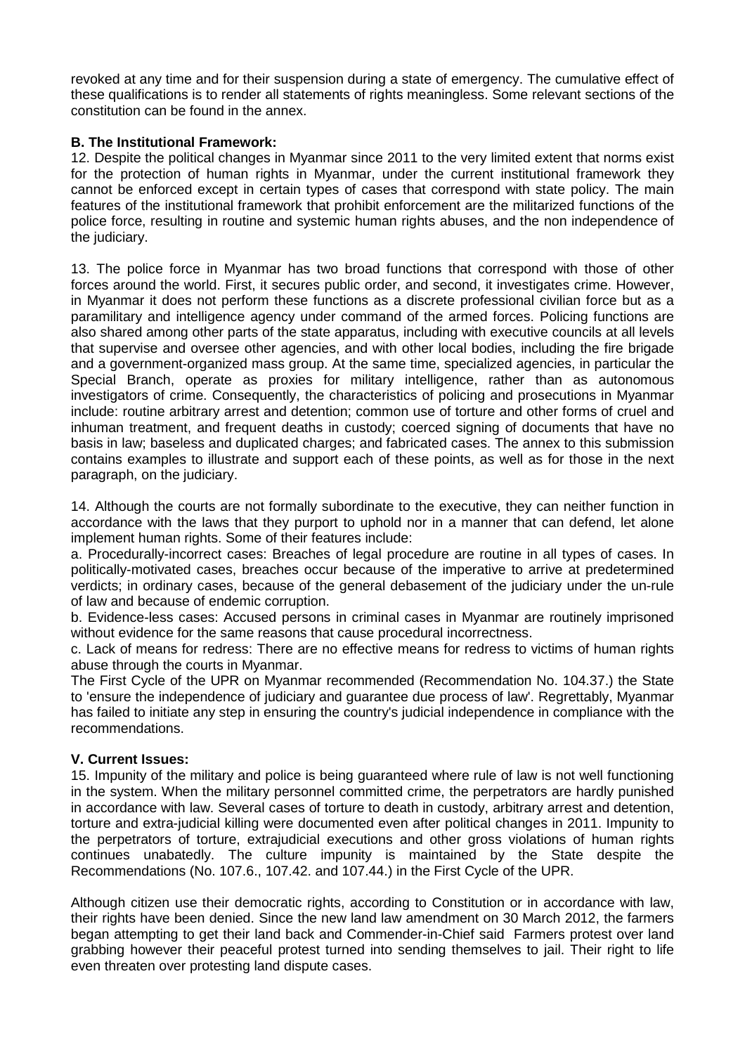revoked at any time and for their suspension during a state of emergency. The cumulative effect of these qualifications is to render all statements of rights meaningless. Some relevant sections of the constitution can be found in the annex.

**B. The Institutional Framework:**

12. Despite the political changes in Myanmar since 2011 to the very limited extent that norms exist for the protection of human rights in Myanmar, under the current institutional framework they cannot be enforced except in certain types of cases that correspond with state policy. The main features of the institutional framework that prohibit enforcement are the militarized functions of the police force, resulting in routine and systemic human rights abuses, and the non independence of the judiciary.

13. The police force in Myanmar has two broad functions that correspond with those of other forces around the world. First, it secures public order, and second, it investigates crime. However, in Myanmar it does not perform these functions as a discrete professional civilian force but as a paramilitary and intelligence agency under command of the armed forces. Policing functions are also shared among other parts of the state apparatus, including with executive councils at all levels that supervise and oversee other agencies, and with other local bodies, including the fire brigade and a government-organized mass group. At the same time, specialized agencies, in particular the Special Branch, operate as proxies for military intelligence, rather than as autonomous investigators of crime. Consequently, the characteristics of policing and prosecutions in Myanmar include: routine arbitrary arrest and detention; common use of torture and other forms of cruel and inhuman treatment, and frequent deaths in custody; coerced signing of documents that have no basis in law; baseless and duplicated charges; and fabricated cases. The annex to this submission contains examples to illustrate and support each of these points, as well as for those in the next paragraph, on the judiciary.

14. Although the courts are not formally subordinate to the executive, they can neither function in accordance with the laws that they purport to uphold nor in a manner that can defend, let alone implement human rights. Some of their features include:

a. Procedurally-incorrect cases: Breaches of legal procedure are routine in all types of cases. In politically-motivated cases, breaches occur because of the imperative to arrive at predetermined verdicts; in ordinary cases, because of the general debasement of the judiciary under the un-rule of law and because of endemic corruption.

b. Evidence-less cases: Accused persons in criminal cases in Myanmar are routinely imprisoned without evidence for the same reasons that cause procedural incorrectness.

c. Lack of means for redress: There are no effective means for redress to victims of human rights abuse through the courts in Myanmar.

The First Cycle of the UPR on Myanmar recommended (Recommendation No. 104.37.) the State to 'ensure the independence of judiciary and guarantee due process of law'. Regrettably, Myanmar has failed to initiate any step in ensuring the country's judicial independence in compliance with the recommendations.

**V. Current Issues:**

15. Impunity of the military and police is being guaranteed where rule of law is not well functioning in the system. When the military personnel committed crime, the perpetrators are hardly punished in accordance with law. Several cases of torture to death in custody, arbitrary arrest and detention, torture and extra-judicial killing were documented even after political changes in 2011. Impunity to the perpetrators of torture, extrajudicial executions and other gross violations of human rights continues unabatedly. The culture impunity is maintained by the State despite the Recommendations (No. 107.6., 107.42. and 107.44.) in the First Cycle of the UPR.

Although citizen use their democratic rights, according to Constitution or in accordance with law, their rights have been denied. Since the new land law amendment on 30 March 2012, the farmers began attempting to get their land back and Commender-in-Chief said Farmers protest over land grabbing however their peaceful protest turned into sending themselves to jail. Their right to life even threaten over protesting land dispute cases.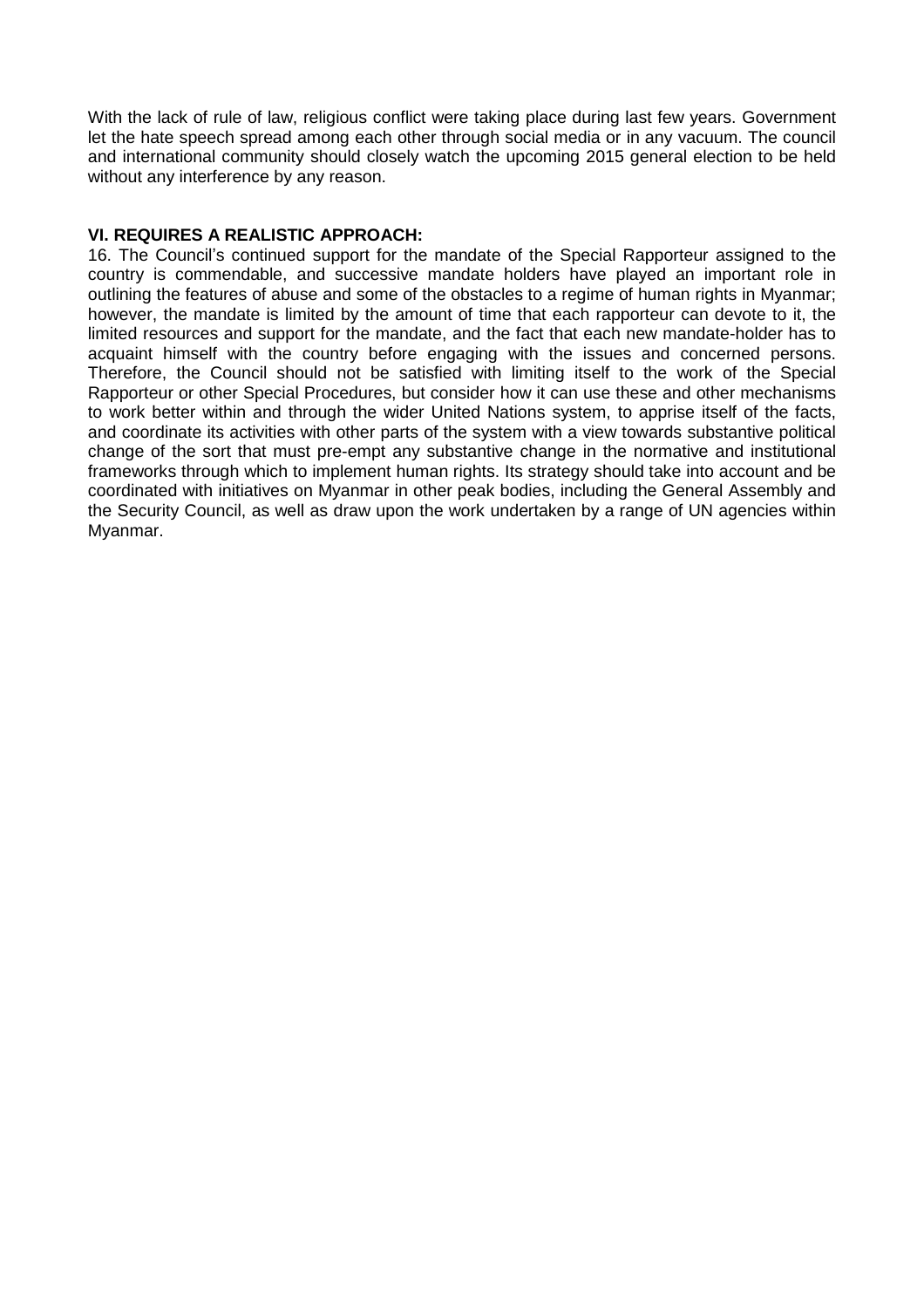With the lack of rule of law, religious conflict were taking place during last few years. Government let the hate speech spread among each other through social media or in any vacuum. The council and international community should closely watch the upcoming 2015 general election to be held without any interference by any reason.

**VI. REQUIRES A REALISTIC APPROACH:**

16. The Council's continued support for the mandate of the Special Rapporteur assigned to the country is commendable, and successive mandate holders have played an important role in outlining the features of abuse and some of the obstacles to a regime of human rights in Myanmar; however, the mandate is limited by the amount of time that each rapporteur can devote to it, the limited resources and support for the mandate, and the fact that each new mandate-holder has to acquaint himself with the country before engaging with the issues and concerned persons. Therefore, the Council should not be satisfied with limiting itself to the work of the Special Rapporteur or other Special Procedures, but consider how it can use these and other mechanisms to work better within and through the wider United Nations system, to apprise itself of the facts, and coordinate its activities with other parts of the system with a view towards substantive political change of the sort that must pre-empt any substantive change in the normative and institutional frameworks through which to implement human rights. Its strategy should take into account and be coordinated with initiatives on Myanmar in other peak bodies, including the General Assembly and the Security Council, as well as draw upon the work undertaken by a range of UN agencies within Myanmar.